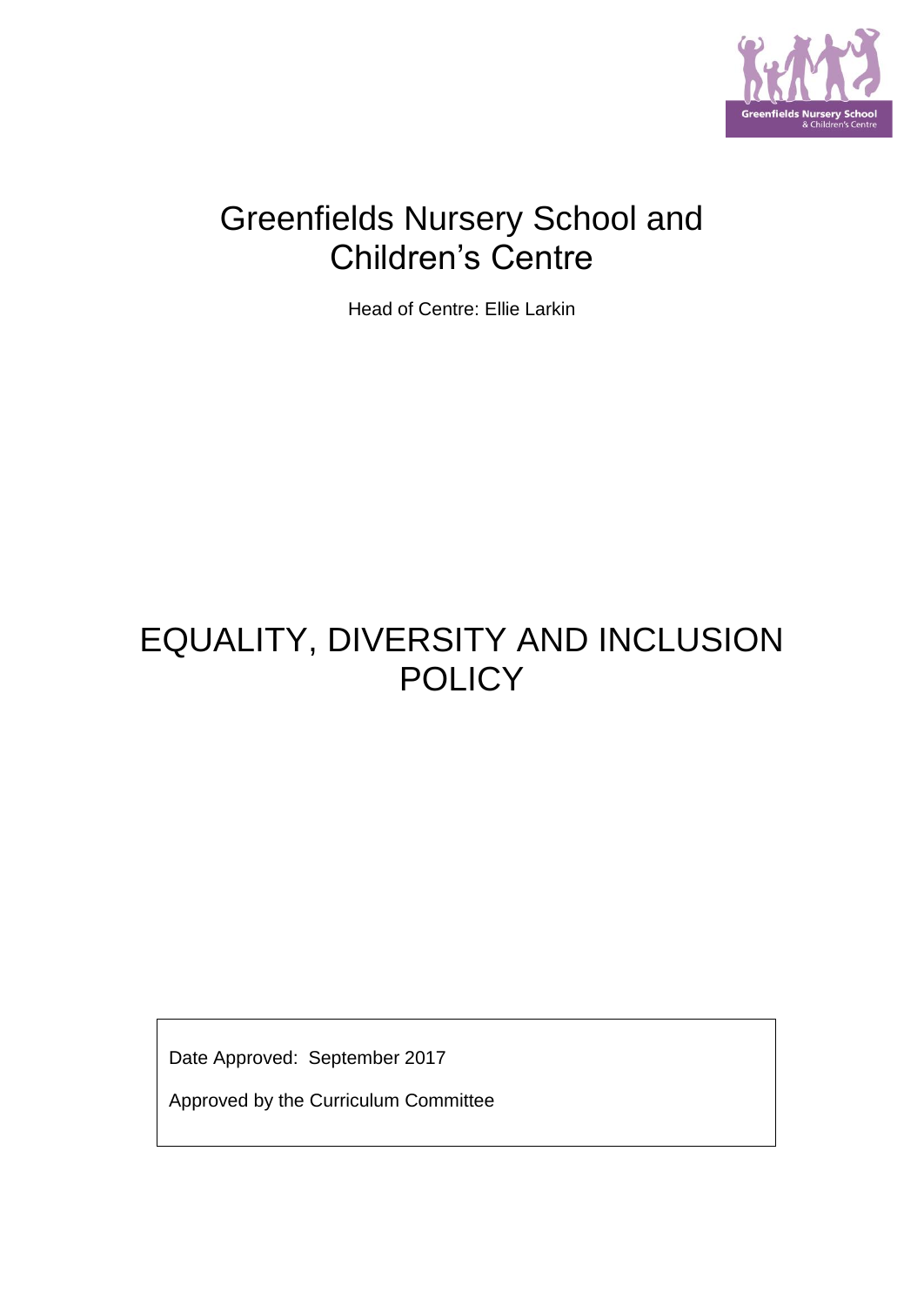# Greenfields Nursery School and Children's Centre

Head of Centre: Ellie Larkin

# EQUALITY, DIVERSITY AND INCLUSION POLICY

Date Approved: September 2017

Approved by the Curriculum Committee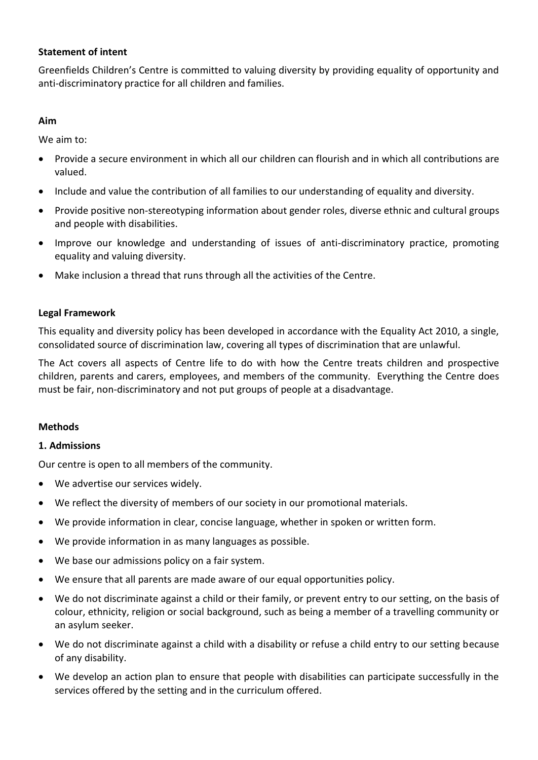**Statement of intent**

Greenfields Children's Centre is committed to valuing diversity by providing equality of opportunity and anti-discriminatory practice for all children and families.

**Aim**

We aim to:

- Provide a secure environment in which all our children can flourish and in which all contributions are valued.
- Include and value the contribution of all families to our understanding of equality and diversity.
- Provide positive non-stereotyping information about gender roles, diverse ethnic and cultural groups and people with disabilities.
- Improve our knowledge and understanding of issues of anti-discriminatory practice, promoting equality and valuing diversity.
- Make inclusion a thread that runs through all the activities of the Centre.

**Legal Framework**

This equality and diversity policy has been developed in accordance with the Equality Act 2010, a single, consolidated source of discrimination law, covering all types of discrimination that are unlawful.

The Act covers all aspects of Centre life to do with how the Centre treats children and prospective children, parents and carers, employees, and members of the community. Everything the Centre does must be fair, non-discriminatory and not put groups of people at a disadvantage.

**Methods**

**1. Admissions**

Our centre is open to all members of the community.

- We advertise our services widely.
- We reflect the diversity of members of our society in our promotional materials.
- We provide information in clear, concise language, whether in spoken or written form.
- We provide information in as many languages as possible.
- We base our admissions policy on a fair system.
- We ensure that all parents are made aware of our equal opportunities policy.
- We do not discriminate against a child or their family, or prevent entry to our setting, on the basis of colour, ethnicity, religion or social background, such as being a member of a travelling community or an asylum seeker.
- We do not discriminate against a child with a disability or refuse a child entry to our setting because of any disability.
- We develop an action plan to ensure that people with disabilities can participate successfully in the services offered by the setting and in the curriculum offered.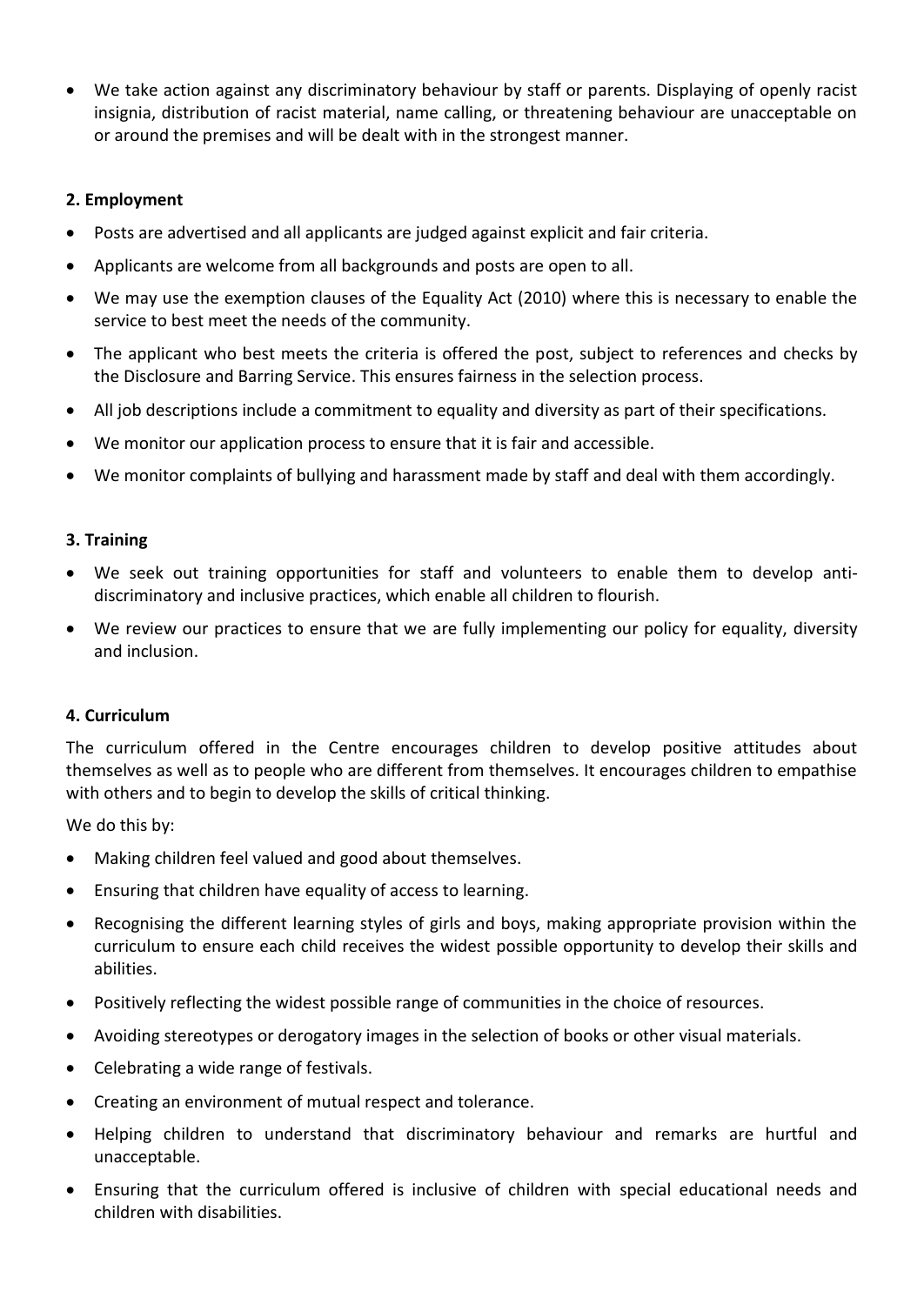- We take action against any discriminatory behaviour by staff or parents. Displaying of openly racist insignia, distribution of racist material, name calling, or threatening behaviour are unacceptable on or around the premises and will be dealt with in the strongest manner.

**2. Employment**

- Posts are advertised and all applicants are judged against explicit and fair criteria.
- Applicants are welcome from all backgrounds and posts are open to all.
- We may use the exemption clauses of the Equality Act (2010) where this is necessary to enable the service to best meet the needs of the community.
- The applicant who best meets the criteria is offered the post, subject to references and checks by the Disclosure and Barring Service. This ensures fairness in the selection process.
- All job descriptions include a commitment to equality and diversity as part of their specifications.
- We monitor our application process to ensure that it is fair and accessible.
- We monitor complaints of bullying and harassment made by staff and deal with them accordingly.

**3. Training**

- We seek out training opportunities for staff and volunteers to enable them to develop anti-discriminatory and inclusive practices, which enable all children to flourish.
- We review our practices to ensure that we are fully implementing our policy for equality, diversity and inclusion.

**4. Curriculum**

The curriculum offered in the Centre encourages children to develop positive attitudes about themselves as well as to people who are different from themselves. It encourages children to empathise with others and to begin to develop the skills of critical thinking.

We do this by:

- Making children feel valued and good about themselves.
- Ensuring that children have equality of access to learning.
- Recognising the different learning styles of girls and boys, making appropriate provision within the curriculum to ensure each child receives the widest possible opportunity to develop their skills and abilities.
- Positively reflecting the widest possible range of communities in the choice of resources.
- Avoiding stereotypes or derogatory images in the selection of books or other visual materials.
- Celebrating a wide range of festivals.
- Creating an environment of mutual respect and tolerance.
- Helping children to understand that discriminatory behaviour and remarks are hurtful and unacceptable.
- Ensuring that the curriculum offered is inclusive of children with special educational needs and children with disabilities.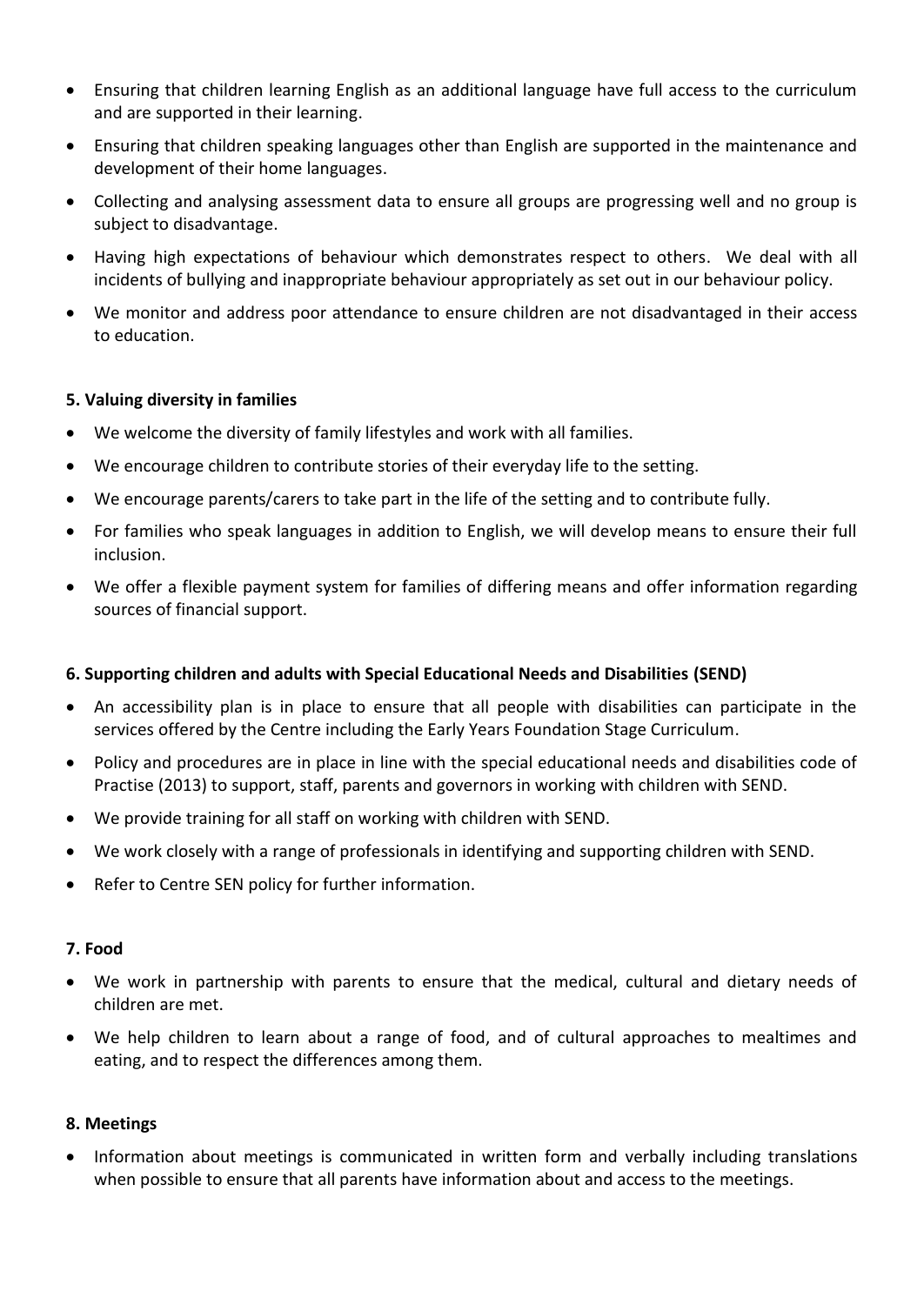- Ensuring that children learning English as an additional language have full access to the curriculum and are supported in their learning.
- Ensuring that children speaking languages other than English are supported in the maintenance and development of their home languages.
- Collecting and analysing assessment data to ensure all groups are progressing well and no group is subject to disadvantage.
- Having high expectations of behaviour which demonstrates respect to others. We deal with all incidents of bullying and inappropriate behaviour appropriately as set out in our behaviour policy.
- We monitor and address poor attendance to ensure children are not disadvantaged in their access to education.

**5. Valuing diversity in families**

- We welcome the diversity of family lifestyles and work with all families.
- We encourage children to contribute stories of their everyday life to the setting.
- We encourage parents/carers to take part in the life of the setting and to contribute fully.
- For families who speak languages in addition to English, we will develop means to ensure their full inclusion.
- We offer a flexible payment system for families of differing means and offer information regarding sources of financial support.

**6. Supporting children and adults with Special Educational Needs and Disabilities (SEND)**

- An accessibility plan is in place to ensure that all people with disabilities can participate in the services offered by the Centre including the Early Years Foundation Stage Curriculum.
- Policy and procedures are in place in line with the special educational needs and disabilities code of Practise (2013) to support, staff, parents and governors in working with children with SEND.
- We provide training for all staff on working with children with SEND.
- We work closely with a range of professionals in identifying and supporting children with SEND.
- Refer to Centre SEN policy for further information.

**7. Food**

- We work in partnership with parents to ensure that the medical, cultural and dietary needs of children are met.
- We help children to learn about a range of food, and of cultural approaches to mealtimes and eating, and to respect the differences among them.

**8. Meetings**

- Information about meetings is communicated in written form and verbally including translations when possible to ensure that all parents have information about and access to the meetings.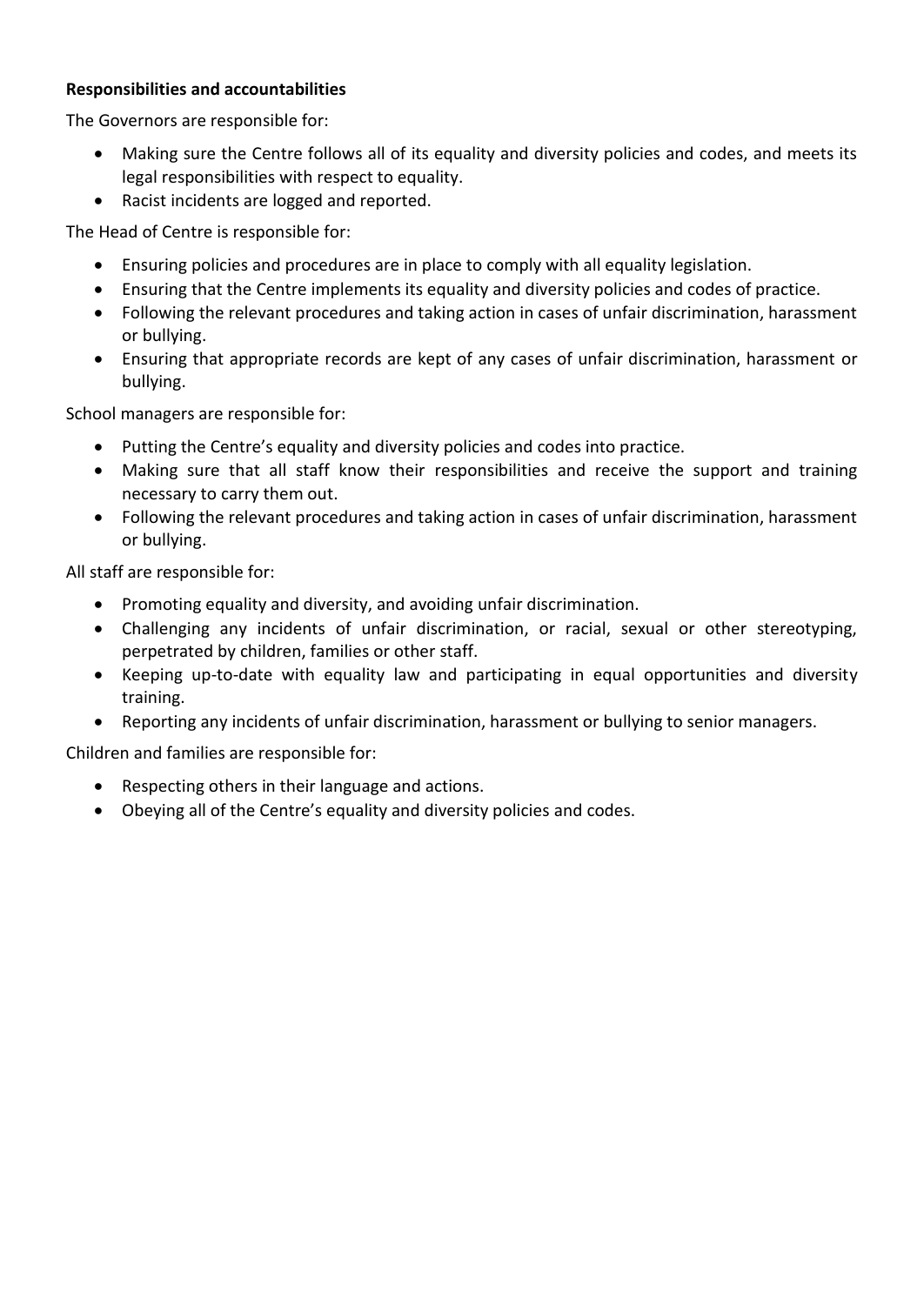**Responsibilities and accountabilities**

The Governors are responsible for:

- Making sure the Centre follows all of its equality and diversity policies and codes, and meets its legal responsibilities with respect to equality.
- Racist incidents are logged and reported.

The Head of Centre is responsible for:

- Ensuring policies and procedures are in place to comply with all equality legislation.
- Ensuring that the Centre implements its equality and diversity policies and codes of practice.
- Following the relevant procedures and taking action in cases of unfair discrimination, harassment or bullying.
- Ensuring that appropriate records are kept of any cases of unfair discrimination, harassment or bullying.

School managers are responsible for:

- Putting the Centre's equality and diversity policies and codes into practice.
- Making sure that all staff know their responsibilities and receive the support and training necessary to carry them out.
- Following the relevant procedures and taking action in cases of unfair discrimination, harassment or bullying.

All staff are responsible for:

- Promoting equality and diversity, and avoiding unfair discrimination.
- Challenging any incidents of unfair discrimination, or racial, sexual or other stereotyping, perpetrated by children, families or other staff.
- Keeping up-to-date with equality law and participating in equal opportunities and diversity training.
- Reporting any incidents of unfair discrimination, harassment or bullying to senior managers.

Children and families are responsible for:

- Respecting others in their language and actions.
- Obeying all of the Centre's equality and diversity policies and codes.